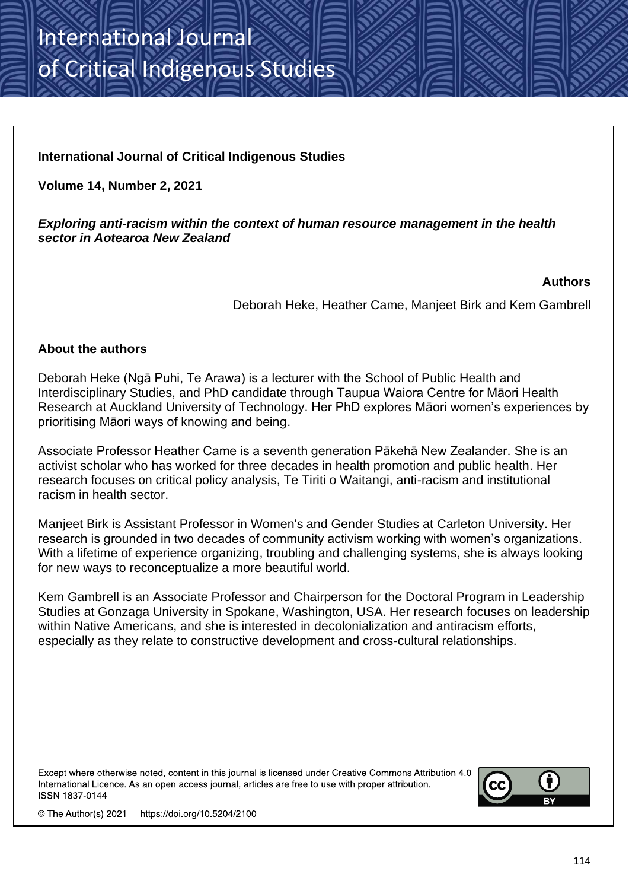# International Journal of Critical Indigenous Studies

**International Journal of Critical Indigenous Studies**

**Volume 14, Number 2, 2021**

***Exploring anti-racism within the context of human resource management in the health sector in Aotearoa New Zealand***

**Authors**

Deborah Heke, Heather Came, Manjeet Birk and Kem Gambrell

## About the authors

Deborah Heke (Ngā Puhi, Te Arawa) is a lecturer with the School of Public Health and Interdisciplinary Studies, and PhD candidate through Taupua Waiora Centre for Māori Health Research at Auckland University of Technology. Her PhD explores Māori women's experiences by prioritising Māori ways of knowing and being.

Associate Professor Heather Came is a seventh generation Pākehā New Zealander. She is an activist scholar who has worked for three decades in health promotion and public health. Her research focuses on critical policy analysis, Te Tiriti o Waitangi, anti-racism and institutional racism in health sector.

Manjeet Birk is Assistant Professor in Women's and Gender Studies at Carleton University. Her research is grounded in two decades of community activism working with women's organizations. With a lifetime of experience organizing, troubling and challenging systems, she is always looking for new ways to reconceptualize a more beautiful world.

Kem Gambrell is an Associate Professor and Chairperson for the Doctoral Program in Leadership Studies at Gonzaga University in Spokane, Washington, USA. Her research focuses on leadership within Native Americans, and she is interested in decolonialization and antiracism efforts, especially as they relate to constructive development and cross-cultural relationships.

Except where otherwise noted, content in this journal is licensed under Creative Commons Attribution 4.0 International Licence. As an open access journal, articles are free to use with proper attribution.
ISSN 1837-0144

© The Author(s) 2021 https://doi.org/10.5204/2100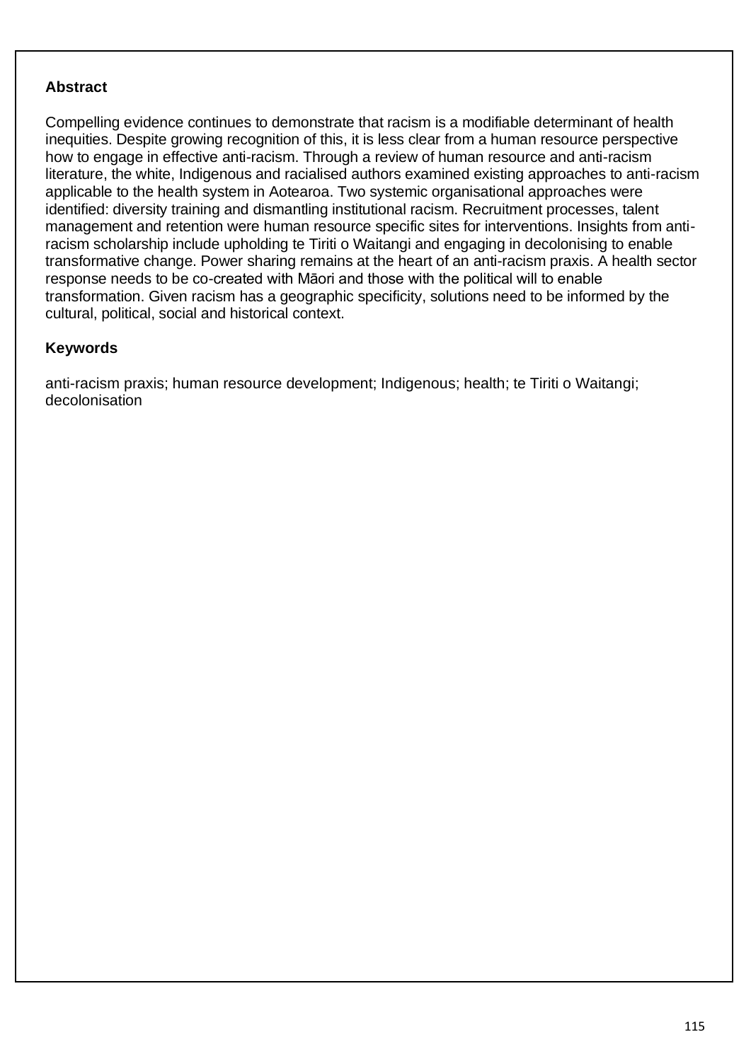**Abstract**

Compelling evidence continues to demonstrate that racism is a modifiable determinant of health inequities. Despite growing recognition of this, it is less clear from a human resource perspective how to engage in effective anti-racism. Through a review of human resource and anti-racism literature, the white, Indigenous and racialised authors examined existing approaches to anti-racism applicable to the health system in Aotearoa. Two systemic organisational approaches were identified: diversity training and dismantling institutional racism. Recruitment processes, talent management and retention were human resource specific sites for interventions. Insights from anti-racism scholarship include upholding te Tiriti o Waitangi and engaging in decolonising to enable transformative change. Power sharing remains at the heart of an anti-racism praxis. A health sector response needs to be co-created with Māori and those with the political will to enable transformation. Given racism has a geographic specificity, solutions need to be informed by the cultural, political, social and historical context.

**Keywords**

anti-racism praxis; human resource development; Indigenous; health; te Tiriti o Waitangi; decolonisation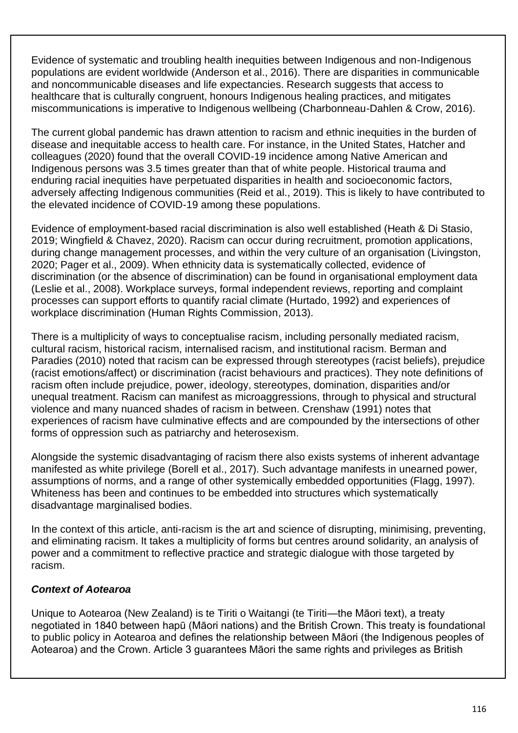Evidence of systematic and troubling health inequities between Indigenous and non-Indigenous populations are evident worldwide (Anderson et al., 2016). There are disparities in communicable and noncommunicable diseases and life expectancies. Research suggests that access to healthcare that is culturally congruent, honours Indigenous healing practices, and mitigates miscommunications is imperative to Indigenous wellbeing (Charbonneau-Dahlen & Crow, 2016).

The current global pandemic has drawn attention to racism and ethnic inequities in the burden of disease and inequitable access to health care. For instance, in the United States, Hatcher and colleagues (2020) found that the overall COVID-19 incidence among Native American and Indigenous persons was 3.5 times greater than that of white people. Historical trauma and enduring racial inequities have perpetuated disparities in health and socioeconomic factors, adversely affecting Indigenous communities (Reid et al., 2019). This is likely to have contributed to the elevated incidence of COVID-19 among these populations.

Evidence of employment-based racial discrimination is also well established (Heath & Di Stasio, 2019; Wingfield & Chavez, 2020). Racism can occur during recruitment, promotion applications, during change management processes, and within the very culture of an organisation (Livingston, 2020; Pager et al., 2009). When ethnicity data is systematically collected, evidence of discrimination (or the absence of discrimination) can be found in organisational employment data (Leslie et al., 2008). Workplace surveys, formal independent reviews, reporting and complaint processes can support efforts to quantify racial climate (Hurtado, 1992) and experiences of workplace discrimination (Human Rights Commission, 2013).

There is a multiplicity of ways to conceptualise racism, including personally mediated racism, cultural racism, historical racism, internalised racism, and institutional racism. Berman and Paradies (2010) noted that racism can be expressed through stereotypes (racist beliefs), prejudice (racist emotions/affect) or discrimination (racist behaviours and practices). They note definitions of racism often include prejudice, power, ideology, stereotypes, domination, disparities and/or unequal treatment. Racism can manifest as microaggressions, through to physical and structural violence and many nuanced shades of racism in between. Crenshaw (1991) notes that experiences of racism have culminative effects and are compounded by the intersections of other forms of oppression such as patriarchy and heterosexism.

Alongside the systemic disadvantaging of racism there also exists systems of inherent advantage manifested as white privilege (Borell et al., 2017). Such advantage manifests in unearned power, assumptions of norms, and a range of other systemically embedded opportunities (Flagg, 1997). Whiteness has been and continues to be embedded into structures which systematically disadvantage marginalised bodies.

In the context of this article, anti-racism is the art and science of disrupting, minimising, preventing, and eliminating racism. It takes a multiplicity of forms but centres around solidarity, an analysis of power and a commitment to reflective practice and strategic dialogue with those targeted by racism.

### ***Context of Aotearoa***

Unique to Aotearoa (New Zealand) is te Tiriti o Waitangi (te Tiriti—the Māori text), a treaty negotiated in 1840 between hapū (Māori nations) and the British Crown. This treaty is foundational to public policy in Aotearoa and defines the relationship between Māori (the Indigenous peoples of Aotearoa) and the Crown. Article 3 guarantees Māori the same rights and privileges as British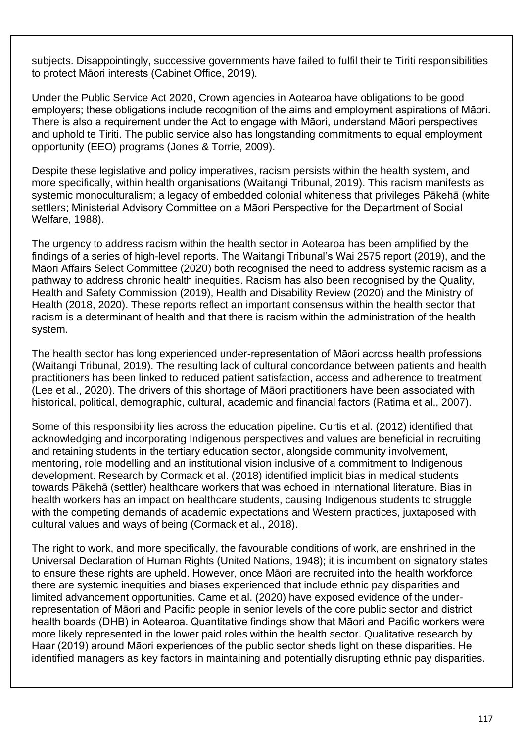subjects. Disappointingly, successive governments have failed to fulfil their te Tiriti responsibilities to protect Māori interests (Cabinet Office, 2019).

Under the Public Service Act 2020, Crown agencies in Aotearoa have obligations to be good employers; these obligations include recognition of the aims and employment aspirations of Māori. There is also a requirement under the Act to engage with Māori, understand Māori perspectives and uphold te Tiriti. The public service also has longstanding commitments to equal employment opportunity (EEO) programs (Jones & Torrie, 2009).

Despite these legislative and policy imperatives, racism persists within the health system, and more specifically, within health organisations (Waitangi Tribunal, 2019). This racism manifests as systemic monoculturalism; a legacy of embedded colonial whiteness that privileges Pākehā (white settlers; Ministerial Advisory Committee on a Māori Perspective for the Department of Social Welfare, 1988).

The urgency to address racism within the health sector in Aotearoa has been amplified by the findings of a series of high-level reports. The Waitangi Tribunal's Wai 2575 report (2019), and the Māori Affairs Select Committee (2020) both recognised the need to address systemic racism as a pathway to address chronic health inequities. Racism has also been recognised by the Quality, Health and Safety Commission (2019), Health and Disability Review (2020) and the Ministry of Health (2018, 2020). These reports reflect an important consensus within the health sector that racism is a determinant of health and that there is racism within the administration of the health system.

The health sector has long experienced under-representation of Māori across health professions (Waitangi Tribunal, 2019). The resulting lack of cultural concordance between patients and health practitioners has been linked to reduced patient satisfaction, access and adherence to treatment (Lee et al., 2020). The drivers of this shortage of Māori practitioners have been associated with historical, political, demographic, cultural, academic and financial factors (Ratima et al., 2007).

Some of this responsibility lies across the education pipeline. Curtis et al. (2012) identified that acknowledging and incorporating Indigenous perspectives and values are beneficial in recruiting and retaining students in the tertiary education sector, alongside community involvement, mentoring, role modelling and an institutional vision inclusive of a commitment to Indigenous development. Research by Cormack et al. (2018) identified implicit bias in medical students towards Pākehā (settler) healthcare workers that was echoed in international literature. Bias in health workers has an impact on healthcare students, causing Indigenous students to struggle with the competing demands of academic expectations and Western practices, juxtaposed with cultural values and ways of being (Cormack et al., 2018).

The right to work, and more specifically, the favourable conditions of work, are enshrined in the Universal Declaration of Human Rights (United Nations, 1948); it is incumbent on signatory states to ensure these rights are upheld. However, once Māori are recruited into the health workforce there are systemic inequities and biases experienced that include ethnic pay disparities and limited advancement opportunities. Came et al. (2020) have exposed evidence of the under-representation of Māori and Pacific people in senior levels of the core public sector and district health boards (DHB) in Aotearoa. Quantitative findings show that Māori and Pacific workers were more likely represented in the lower paid roles within the health sector. Qualitative research by Haar (2019) around Māori experiences of the public sector sheds light on these disparities. He identified managers as key factors in maintaining and potentially disrupting ethnic pay disparities.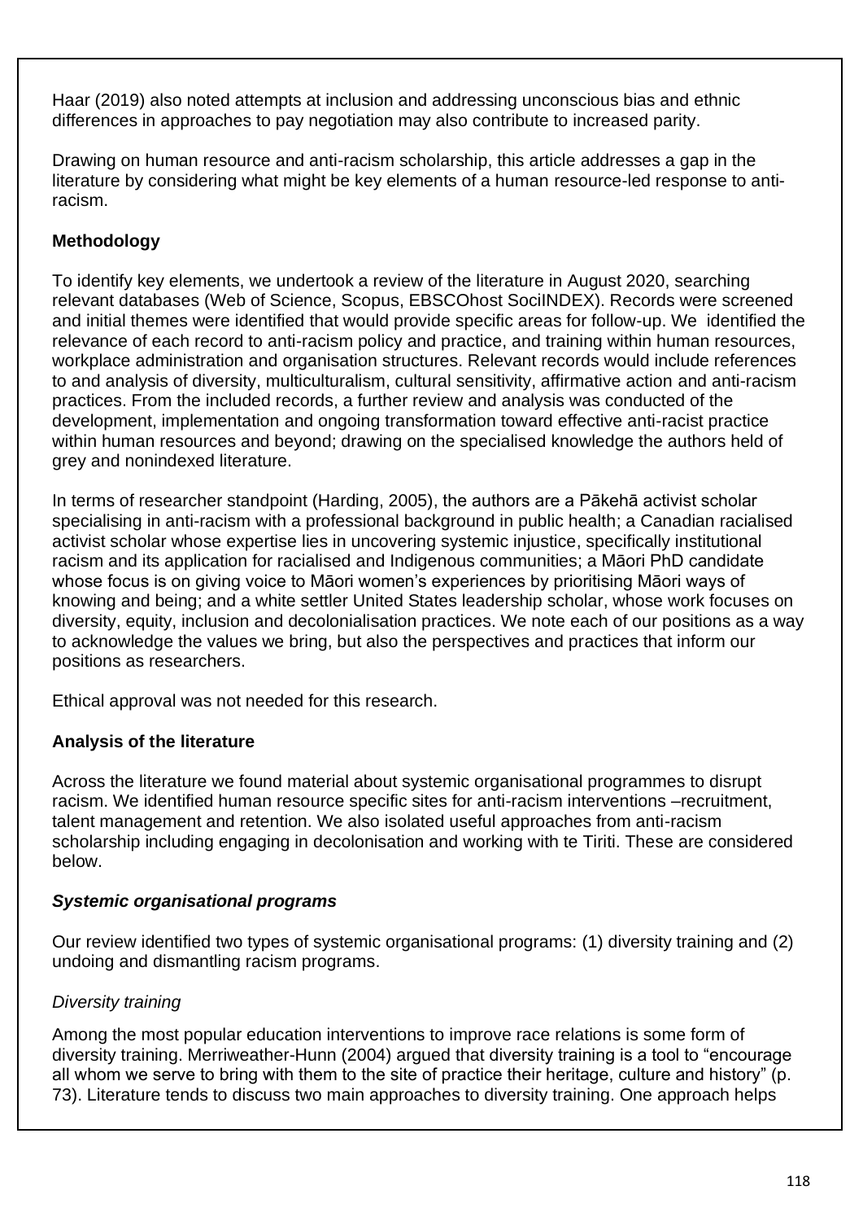Haar (2019) also noted attempts at inclusion and addressing unconscious bias and ethnic differences in approaches to pay negotiation may also contribute to increased parity.

Drawing on human resource and anti-racism scholarship, this article addresses a gap in the literature by considering what might be key elements of a human resource-led response to anti-racism.

## Methodology

To identify key elements, we undertook a review of the literature in August 2020, searching relevant databases (Web of Science, Scopus, EBSCOhost SociINDEX). Records were screened and initial themes were identified that would provide specific areas for follow-up. We identified the relevance of each record to anti-racism policy and practice, and training within human resources, workplace administration and organisation structures. Relevant records would include references to and analysis of diversity, multiculturalism, cultural sensitivity, affirmative action and anti-racism practices. From the included records, a further review and analysis was conducted of the development, implementation and ongoing transformation toward effective anti-racist practice within human resources and beyond; drawing on the specialised knowledge the authors held of grey and nonindexed literature.

In terms of researcher standpoint (Harding, 2005), the authors are a Pākehā activist scholar specialising in anti-racism with a professional background in public health; a Canadian racialised activist scholar whose expertise lies in uncovering systemic injustice, specifically institutional racism and its application for racialised and Indigenous communities; a Māori PhD candidate whose focus is on giving voice to Māori women's experiences by prioritising Māori ways of knowing and being; and a white settler United States leadership scholar, whose work focuses on diversity, equity, inclusion and decolonialisation practices. We note each of our positions as a way to acknowledge the values we bring, but also the perspectives and practices that inform our positions as researchers.

Ethical approval was not needed for this research.

## Analysis of the literature

Across the literature we found material about systemic organisational programmes to disrupt racism. We identified human resource specific sites for anti-racism interventions –recruitment, talent management and retention. We also isolated useful approaches from anti-racism scholarship including engaging in decolonisation and working with te Tiriti. These are considered below.

### *Systemic organisational programs*

Our review identified two types of systemic organisational programs: (1) diversity training and (2) undoing and dismantling racism programs.

#### *Diversity training*

Among the most popular education interventions to improve race relations is some form of diversity training. Merriweather-Hunn (2004) argued that diversity training is a tool to "encourage all whom we serve to bring with them to the site of practice their heritage, culture and history" (p. 73). Literature tends to discuss two main approaches to diversity training. One approach helps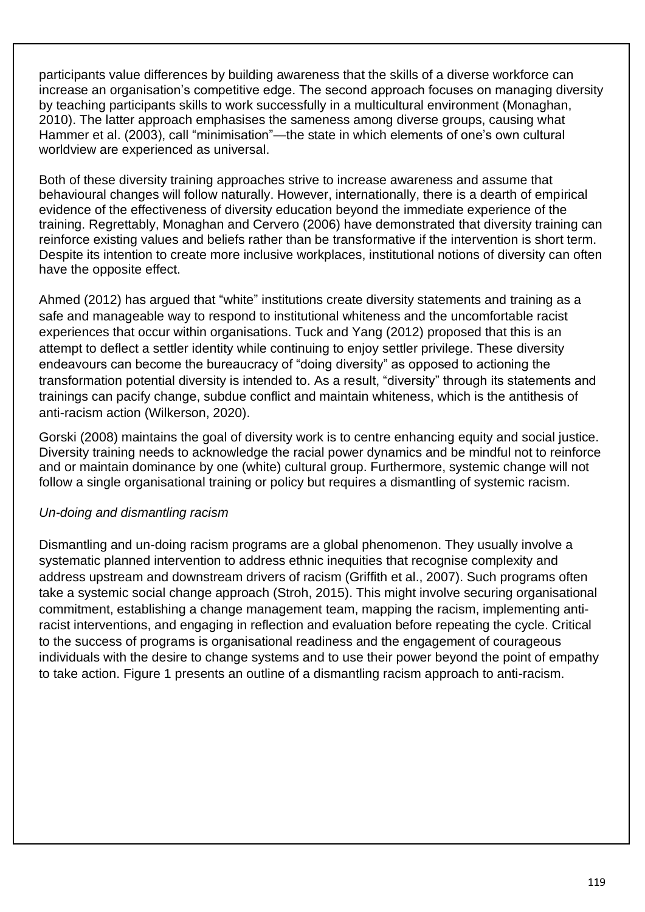participants value differences by building awareness that the skills of a diverse workforce can increase an organisation's competitive edge. The second approach focuses on managing diversity by teaching participants skills to work successfully in a multicultural environment (Monaghan, 2010). The latter approach emphasises the sameness among diverse groups, causing what Hammer et al. (2003), call "minimisation"—the state in which elements of one's own cultural worldview are experienced as universal.

Both of these diversity training approaches strive to increase awareness and assume that behavioural changes will follow naturally. However, internationally, there is a dearth of empirical evidence of the effectiveness of diversity education beyond the immediate experience of the training. Regrettably, Monaghan and Cervero (2006) have demonstrated that diversity training can reinforce existing values and beliefs rather than be transformative if the intervention is short term. Despite its intention to create more inclusive workplaces, institutional notions of diversity can often have the opposite effect.

Ahmed (2012) has argued that "white" institutions create diversity statements and training as a safe and manageable way to respond to institutional whiteness and the uncomfortable racist experiences that occur within organisations. Tuck and Yang (2012) proposed that this is an attempt to deflect a settler identity while continuing to enjoy settler privilege. These diversity endeavours can become the bureaucracy of "doing diversity" as opposed to actioning the transformation potential diversity is intended to. As a result, "diversity" through its statements and trainings can pacify change, subdue conflict and maintain whiteness, which is the antithesis of anti-racism action (Wilkerson, 2020).

Gorski (2008) maintains the goal of diversity work is to centre enhancing equity and social justice. Diversity training needs to acknowledge the racial power dynamics and be mindful not to reinforce and or maintain dominance by one (white) cultural group. Furthermore, systemic change will not follow a single organisational training or policy but requires a dismantling of systemic racism.

*Un-doing and dismantling racism*

Dismantling and un-doing racism programs are a global phenomenon. They usually involve a systematic planned intervention to address ethnic inequities that recognise complexity and address upstream and downstream drivers of racism (Griffith et al., 2007). Such programs often take a systemic social change approach (Stroh, 2015). This might involve securing organisational commitment, establishing a change management team, mapping the racism, implementing anti-racist interventions, and engaging in reflection and evaluation before repeating the cycle. Critical to the success of programs is organisational readiness and the engagement of courageous individuals with the desire to change systems and to use their power beyond the point of empathy to take action. Figure 1 presents an outline of a dismantling racism approach to anti-racism.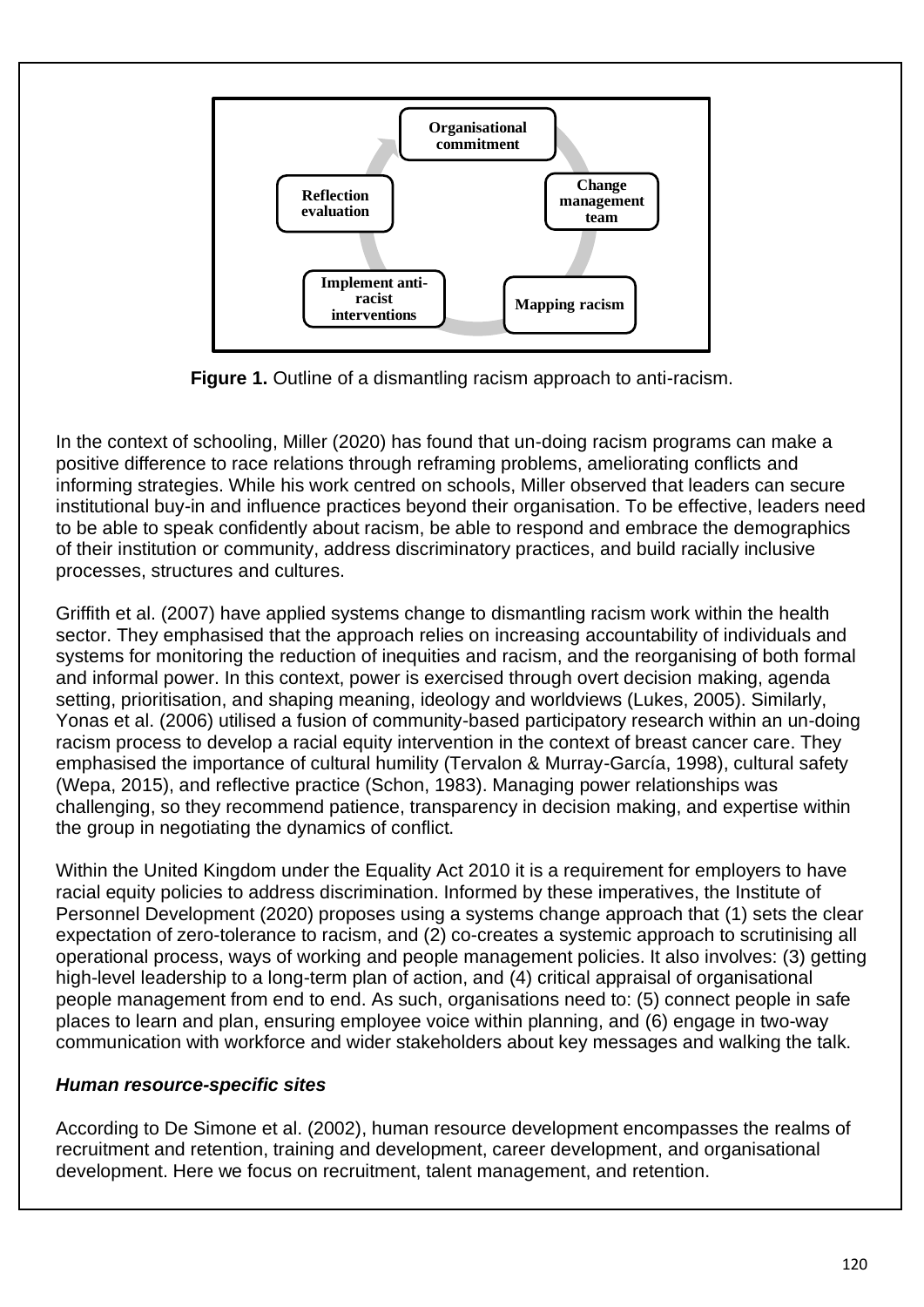**Figure 1.** Outline of a dismantling racism approach to anti-racism.

In the context of schooling, Miller (2020) has found that un-doing racism programs can make a positive difference to race relations through reframing problems, ameliorating conflicts and informing strategies. While his work centred on schools, Miller observed that leaders can secure institutional buy-in and influence practices beyond their organisation. To be effective, leaders need to be able to speak confidently about racism, be able to respond and embrace the demographics of their institution or community, address discriminatory practices, and build racially inclusive processes, structures and cultures.

Griffith et al. (2007) have applied systems change to dismantling racism work within the health sector. They emphasised that the approach relies on increasing accountability of individuals and systems for monitoring the reduction of inequities and racism, and the reorganising of both formal and informal power. In this context, power is exercised through overt decision making, agenda setting, prioritisation, and shaping meaning, ideology and worldviews (Lukes, 2005). Similarly, Yonas et al. (2006) utilised a fusion of community-based participatory research within an un-doing racism process to develop a racial equity intervention in the context of breast cancer care. They emphasised the importance of cultural humility (Tervalon & Murray-García, 1998), cultural safety (Wepa, 2015), and reflective practice (Schon, 1983). Managing power relationships was challenging, so they recommend patience, transparency in decision making, and expertise within the group in negotiating the dynamics of conflict.

Within the United Kingdom under the Equality Act 2010 it is a requirement for employers to have racial equity policies to address discrimination. Informed by these imperatives, the Institute of Personnel Development (2020) proposes using a systems change approach that (1) sets the clear expectation of zero-tolerance to racism, and (2) co-creates a systemic approach to scrutinising all operational process, ways of working and people management policies. It also involves: (3) getting high-level leadership to a long-term plan of action, and (4) critical appraisal of organisational people management from end to end. As such, organisations need to: (5) connect people in safe places to learn and plan, ensuring employee voice within planning, and (6) engage in two-way communication with workforce and wider stakeholders about key messages and walking the talk.

### *Human resource-specific sites*

According to De Simone et al. (2002), human resource development encompasses the realms of recruitment and retention, training and development, career development, and organisational development. Here we focus on recruitment, talent management, and retention.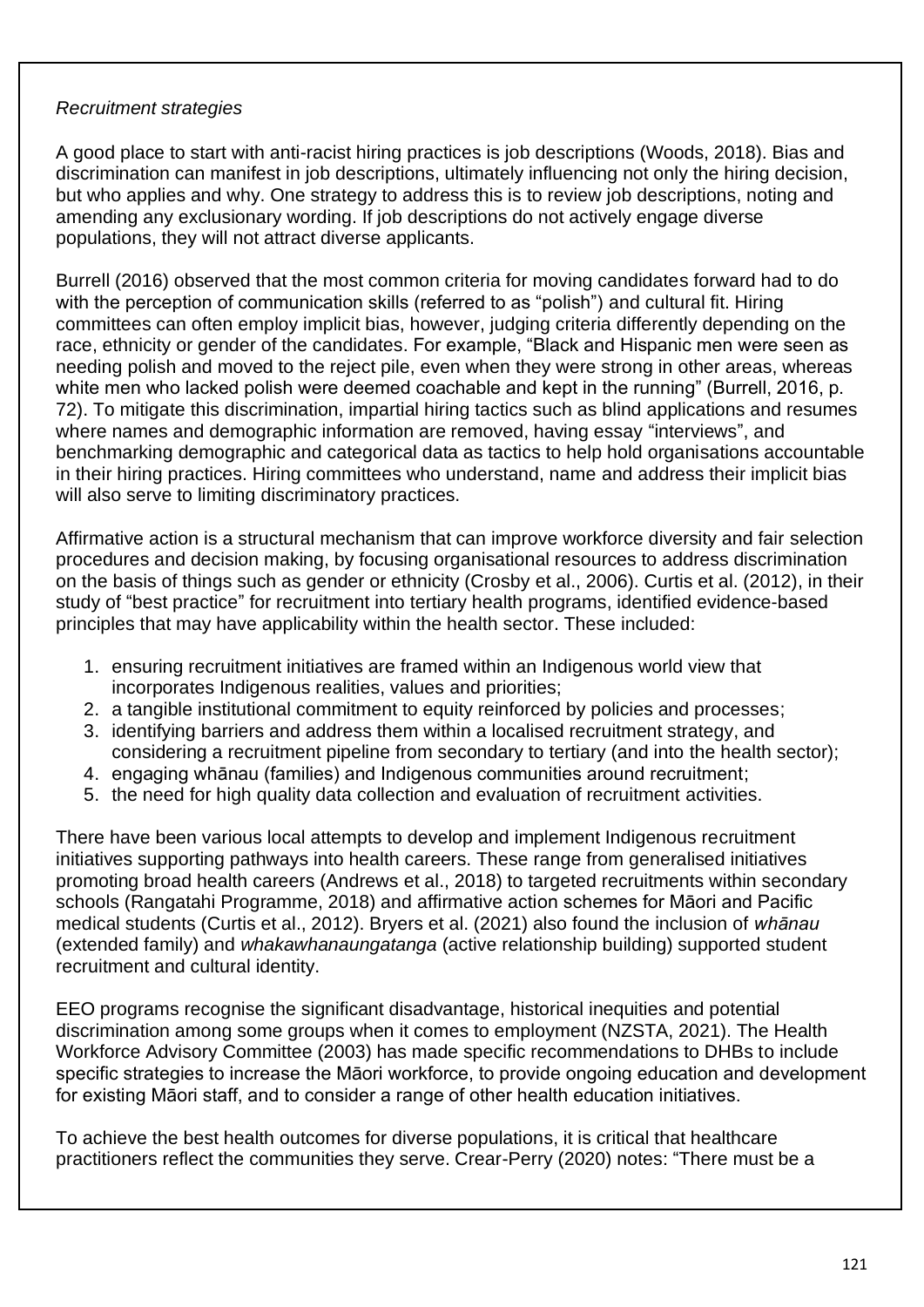*Recruitment strategies*

A good place to start with anti-racist hiring practices is job descriptions (Woods, 2018). Bias and discrimination can manifest in job descriptions, ultimately influencing not only the hiring decision, but who applies and why. One strategy to address this is to review job descriptions, noting and amending any exclusionary wording. If job descriptions do not actively engage diverse populations, they will not attract diverse applicants.

Burrell (2016) observed that the most common criteria for moving candidates forward had to do with the perception of communication skills (referred to as "polish") and cultural fit. Hiring committees can often employ implicit bias, however, judging criteria differently depending on the race, ethnicity or gender of the candidates. For example, "Black and Hispanic men were seen as needing polish and moved to the reject pile, even when they were strong in other areas, whereas white men who lacked polish were deemed coachable and kept in the running" (Burrell, 2016, p. 72). To mitigate this discrimination, impartial hiring tactics such as blind applications and resumes where names and demographic information are removed, having essay "interviews", and benchmarking demographic and categorical data as tactics to help hold organisations accountable in their hiring practices. Hiring committees who understand, name and address their implicit bias will also serve to limiting discriminatory practices.

Affirmative action is a structural mechanism that can improve workforce diversity and fair selection procedures and decision making, by focusing organisational resources to address discrimination on the basis of things such as gender or ethnicity (Crosby et al., 2006). Curtis et al. (2012), in their study of "best practice" for recruitment into tertiary health programs, identified evidence-based principles that may have applicability within the health sector. These included:

1. ensuring recruitment initiatives are framed within an Indigenous world view that incorporates Indigenous realities, values and priorities;
2. a tangible institutional commitment to equity reinforced by policies and processes;
3. identifying barriers and address them within a localised recruitment strategy, and considering a recruitment pipeline from secondary to tertiary (and into the health sector);
4. engaging whānau (families) and Indigenous communities around recruitment;
5. the need for high quality data collection and evaluation of recruitment activities.

There have been various local attempts to develop and implement Indigenous recruitment initiatives supporting pathways into health careers. These range from generalised initiatives promoting broad health careers (Andrews et al., 2018) to targeted recruitments within secondary schools (Rangatahi Programme, 2018) and affirmative action schemes for Māori and Pacific medical students (Curtis et al., 2012). Bryers et al. (2021) also found the inclusion of *whānau* (extended family) and *whakawhanaungatanga* (active relationship building) supported student recruitment and cultural identity.

EEO programs recognise the significant disadvantage, historical inequities and potential discrimination among some groups when it comes to employment (NZSTA, 2021). The Health Workforce Advisory Committee (2003) has made specific recommendations to DHBs to include specific strategies to increase the Māori workforce, to provide ongoing education and development for existing Māori staff, and to consider a range of other health education initiatives.

To achieve the best health outcomes for diverse populations, it is critical that healthcare practitioners reflect the communities they serve. Crear-Perry (2020) notes: "There must be a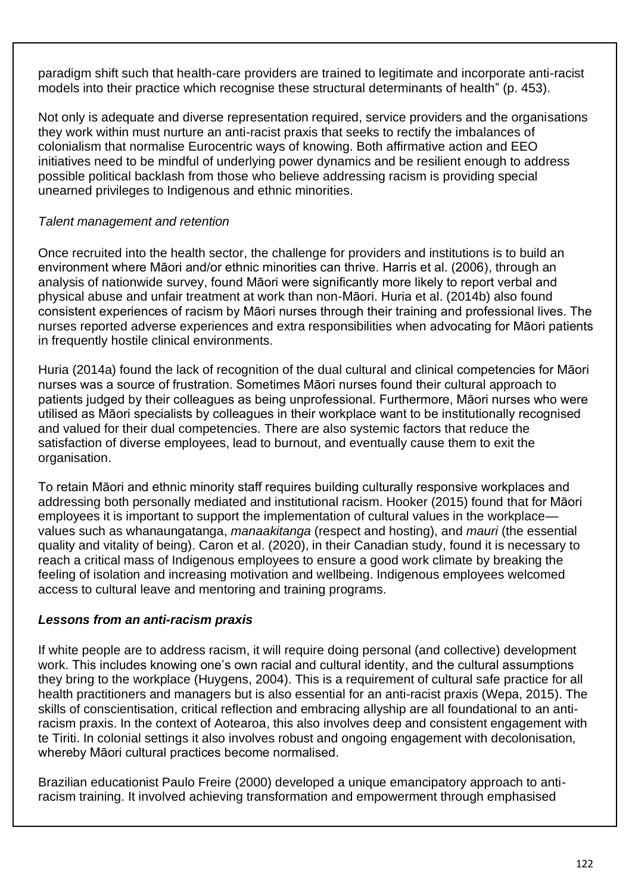paradigm shift such that health-care providers are trained to legitimate and incorporate anti-racist models into their practice which recognise these structural determinants of health" (p. 453).

Not only is adequate and diverse representation required, service providers and the organisations they work within must nurture an anti-racist praxis that seeks to rectify the imbalances of colonialism that normalise Eurocentric ways of knowing. Both affirmative action and EEO initiatives need to be mindful of underlying power dynamics and be resilient enough to address possible political backlash from those who believe addressing racism is providing special unearned privileges to Indigenous and ethnic minorities.

*Talent management and retention*

Once recruited into the health sector, the challenge for providers and institutions is to build an environment where Māori and/or ethnic minorities can thrive. Harris et al. (2006), through an analysis of nationwide survey, found Māori were significantly more likely to report verbal and physical abuse and unfair treatment at work than non-Māori. Huria et al. (2014b) also found consistent experiences of racism by Māori nurses through their training and professional lives. The nurses reported adverse experiences and extra responsibilities when advocating for Māori patients in frequently hostile clinical environments.

Huria (2014a) found the lack of recognition of the dual cultural and clinical competencies for Māori nurses was a source of frustration. Sometimes Māori nurses found their cultural approach to patients judged by their colleagues as being unprofessional. Furthermore, Māori nurses who were utilised as Māori specialists by colleagues in their workplace want to be institutionally recognised and valued for their dual competencies. There are also systemic factors that reduce the satisfaction of diverse employees, lead to burnout, and eventually cause them to exit the organisation.

To retain Māori and ethnic minority staff requires building culturally responsive workplaces and addressing both personally mediated and institutional racism. Hooker (2015) found that for Māori employees it is important to support the implementation of cultural values in the workplace—values such as whanaungatanga, *manaakitanga* (respect and hosting), and *mauri* (the essential quality and vitality of being). Caron et al. (2020), in their Canadian study, found it is necessary to reach a critical mass of Indigenous employees to ensure a good work climate by breaking the feeling of isolation and increasing motivation and wellbeing. Indigenous employees welcomed access to cultural leave and mentoring and training programs.

***Lessons from an anti-racism praxis***

If white people are to address racism, it will require doing personal (and collective) development work. This includes knowing one's own racial and cultural identity, and the cultural assumptions they bring to the workplace (Huygens, 2004). This is a requirement of cultural safe practice for all health practitioners and managers but is also essential for an anti-racist praxis (Wepa, 2015). The skills of conscientisation, critical reflection and embracing allyship are all foundational to an anti-racism praxis. In the context of Aotearoa, this also involves deep and consistent engagement with te Tiriti. In colonial settings it also involves robust and ongoing engagement with decolonisation, whereby Māori cultural practices become normalised.

Brazilian educationist Paulo Freire (2000) developed a unique emancipatory approach to anti-racism training. It involved achieving transformation and empowerment through emphasised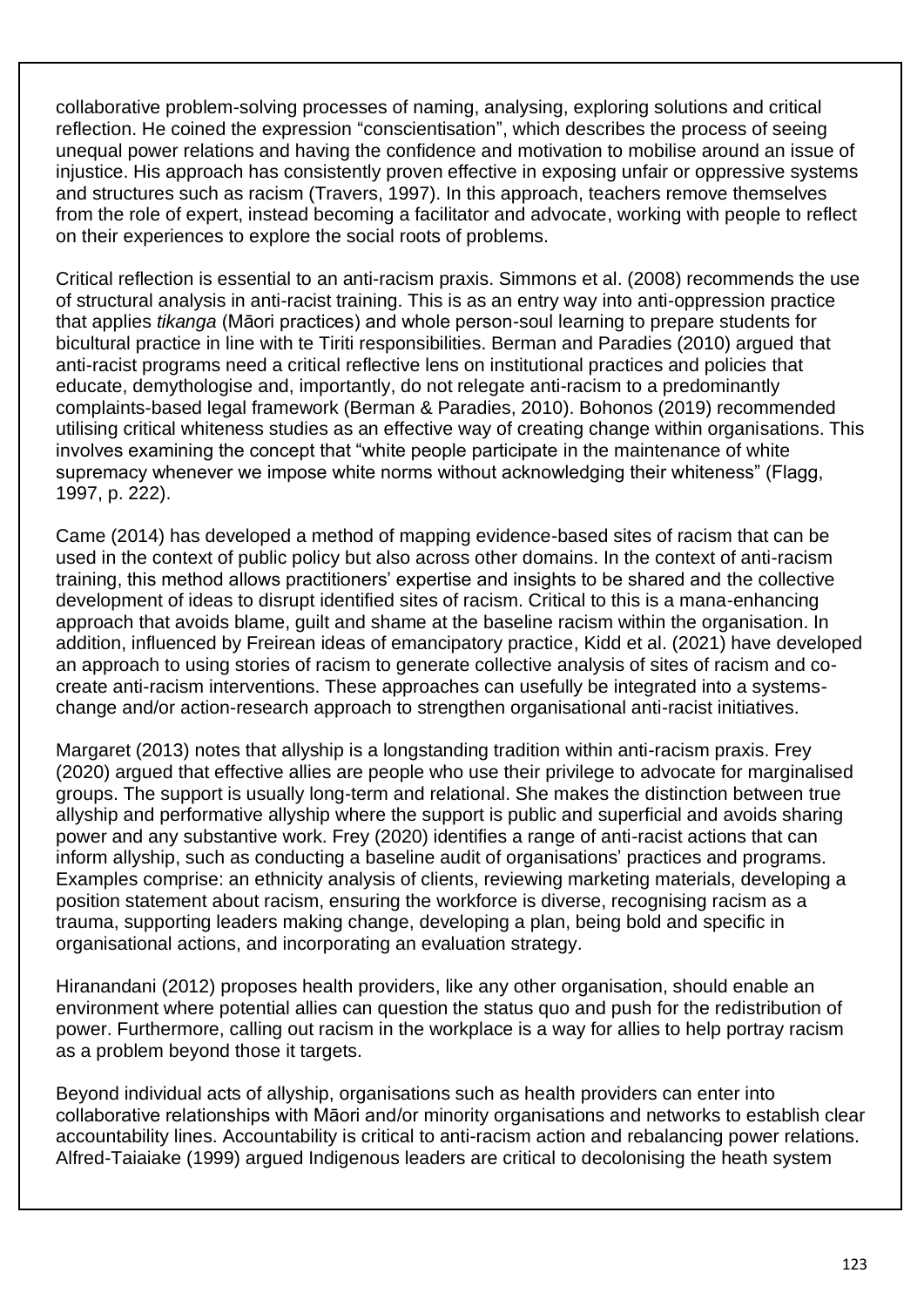collaborative problem-solving processes of naming, analysing, exploring solutions and critical reflection. He coined the expression "conscientisation", which describes the process of seeing unequal power relations and having the confidence and motivation to mobilise around an issue of injustice. His approach has consistently proven effective in exposing unfair or oppressive systems and structures such as racism (Travers, 1997). In this approach, teachers remove themselves from the role of expert, instead becoming a facilitator and advocate, working with people to reflect on their experiences to explore the social roots of problems.

Critical reflection is essential to an anti-racism praxis. Simmons et al. (2008) recommends the use of structural analysis in anti-racist training. This is as an entry way into anti-oppression practice that applies *tikanga* (Māori practices) and whole person-soul learning to prepare students for bicultural practice in line with te Tiriti responsibilities. Berman and Paradies (2010) argued that anti-racist programs need a critical reflective lens on institutional practices and policies that educate, demythologise and, importantly, do not relegate anti-racism to a predominantly complaints-based legal framework (Berman & Paradies, 2010). Bohonos (2019) recommended utilising critical whiteness studies as an effective way of creating change within organisations. This involves examining the concept that "white people participate in the maintenance of white supremacy whenever we impose white norms without acknowledging their whiteness" (Flagg, 1997, p. 222).

Came (2014) has developed a method of mapping evidence-based sites of racism that can be used in the context of public policy but also across other domains. In the context of anti-racism training, this method allows practitioners' expertise and insights to be shared and the collective development of ideas to disrupt identified sites of racism. Critical to this is a mana-enhancing approach that avoids blame, guilt and shame at the baseline racism within the organisation. In addition, influenced by Freirean ideas of emancipatory practice, Kidd et al. (2021) have developed an approach to using stories of racism to generate collective analysis of sites of racism and co-create anti-racism interventions. These approaches can usefully be integrated into a systems-change and/or action-research approach to strengthen organisational anti-racist initiatives.

Margaret (2013) notes that allyship is a longstanding tradition within anti-racism praxis. Frey (2020) argued that effective allies are people who use their privilege to advocate for marginalised groups. The support is usually long-term and relational. She makes the distinction between true allyship and performative allyship where the support is public and superficial and avoids sharing power and any substantive work. Frey (2020) identifies a range of anti-racist actions that can inform allyship, such as conducting a baseline audit of organisations' practices and programs. Examples comprise: an ethnicity analysis of clients, reviewing marketing materials, developing a position statement about racism, ensuring the workforce is diverse, recognising racism as a trauma, supporting leaders making change, developing a plan, being bold and specific in organisational actions, and incorporating an evaluation strategy.

Hiranandani (2012) proposes health providers, like any other organisation, should enable an environment where potential allies can question the status quo and push for the redistribution of power. Furthermore, calling out racism in the workplace is a way for allies to help portray racism as a problem beyond those it targets.

Beyond individual acts of allyship, organisations such as health providers can enter into collaborative relationships with Māori and/or minority organisations and networks to establish clear accountability lines. Accountability is critical to anti-racism action and rebalancing power relations. Alfred-Taiaiake (1999) argued Indigenous leaders are critical to decolonising the heath system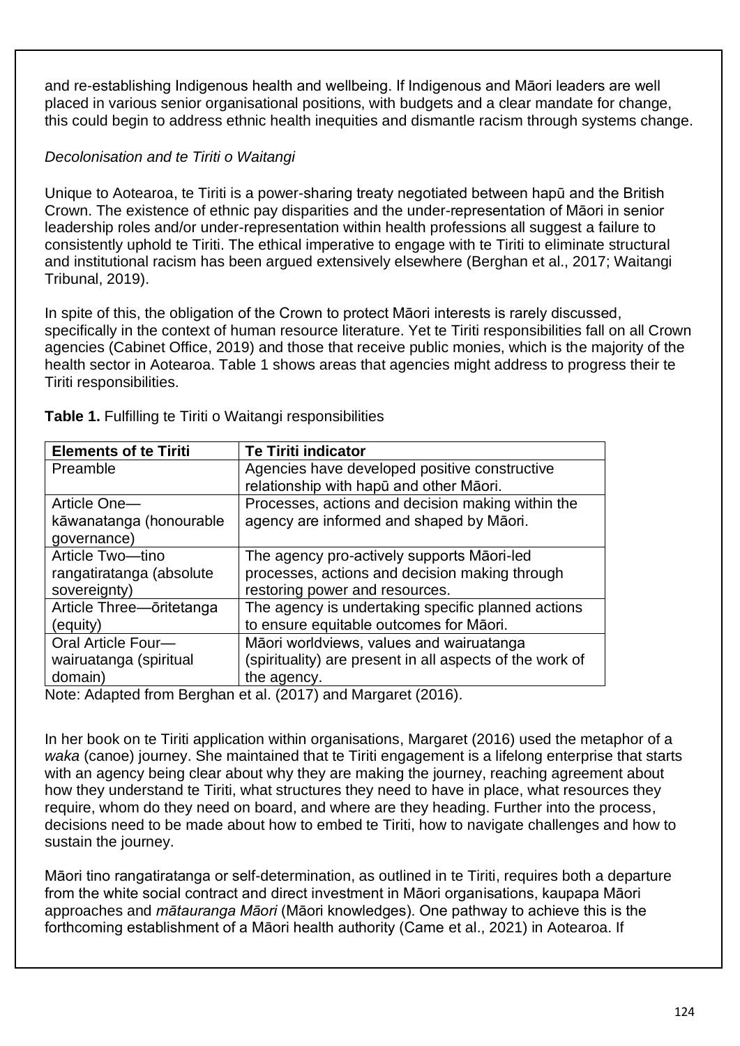and re-establishing Indigenous health and wellbeing. If Indigenous and Māori leaders are well placed in various senior organisational positions, with budgets and a clear mandate for change, this could begin to address ethnic health inequities and dismantle racism through systems change.

*Decolonisation and te Tiriti o Waitangi*

Unique to Aotearoa, te Tiriti is a power-sharing treaty negotiated between hapū and the British Crown. The existence of ethnic pay disparities and the under-representation of Māori in senior leadership roles and/or under-representation within health professions all suggest a failure to consistently uphold te Tiriti. The ethical imperative to engage with te Tiriti to eliminate structural and institutional racism has been argued extensively elsewhere (Berghan et al., 2017; Waitangi Tribunal, 2019).

In spite of this, the obligation of the Crown to protect Māori interests is rarely discussed, specifically in the context of human resource literature. Yet te Tiriti responsibilities fall on all Crown agencies (Cabinet Office, 2019) and those that receive public monies, which is the majority of the health sector in Aotearoa. Table 1 shows areas that agencies might address to progress their te Tiriti responsibilities.

**Table 1.** Fulfilling te Tiriti o Waitangi responsibilities

| Elements of te Tiriti | Te Tiriti indicator |
|---|---|
| Preamble | Agencies have developed positive constructive relationship with hapū and other Māori. |
| Article One—kāwanatanga (honourable governance) | Processes, actions and decision making within the agency are informed and shaped by Māori. |
| Article Two—tino rangatiratanga (absolute sovereignty) | The agency pro-actively supports Māori-led processes, actions and decision making through restoring power and resources. |
| Article Three—ōritetanga (equity) | The agency is undertaking specific planned actions to ensure equitable outcomes for Māori. |
| Oral Article Four—wairuatanga (spiritual domain) | Māori worldviews, values and wairuatanga (spirituality) are present in all aspects of the work of the agency. |

Note: Adapted from Berghan et al. (2017) and Margaret (2016).

In her book on te Tiriti application within organisations, Margaret (2016) used the metaphor of a *waka* (canoe) journey. She maintained that te Tiriti engagement is a lifelong enterprise that starts with an agency being clear about why they are making the journey, reaching agreement about how they understand te Tiriti, what structures they need to have in place, what resources they require, whom do they need on board, and where are they heading. Further into the process, decisions need to be made about how to embed te Tiriti, how to navigate challenges and how to sustain the journey.

Māori tino rangatiratanga or self-determination, as outlined in te Tiriti, requires both a departure from the white social contract and direct investment in Māori organisations, kaupapa Māori approaches and *mātauranga Māori* (Māori knowledges). One pathway to achieve this is the forthcoming establishment of a Māori health authority (Came et al., 2021) in Aotearoa. If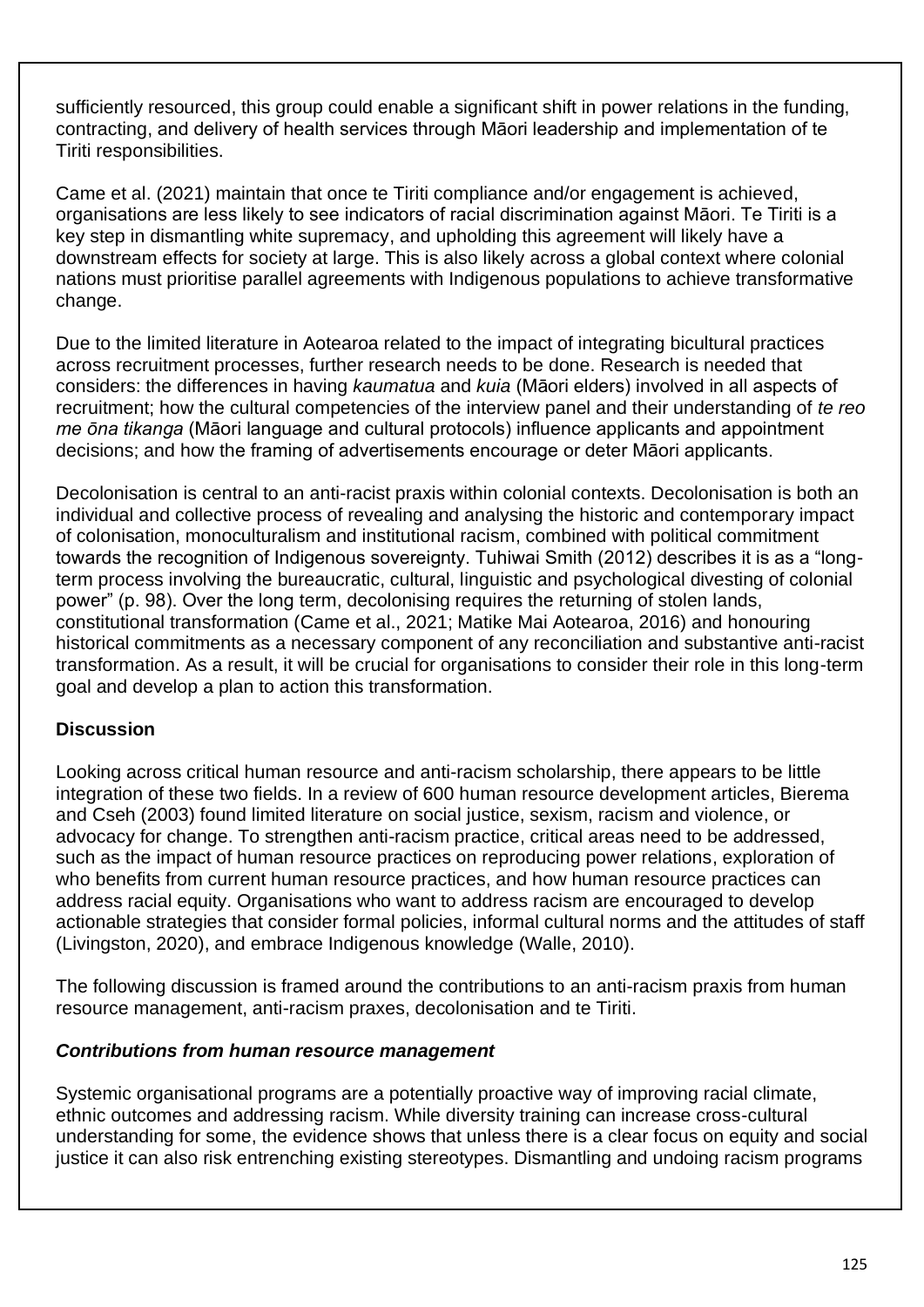sufficiently resourced, this group could enable a significant shift in power relations in the funding, contracting, and delivery of health services through Māori leadership and implementation of te Tiriti responsibilities.

Came et al. (2021) maintain that once te Tiriti compliance and/or engagement is achieved, organisations are less likely to see indicators of racial discrimination against Māori. Te Tiriti is a key step in dismantling white supremacy, and upholding this agreement will likely have a downstream effects for society at large. This is also likely across a global context where colonial nations must prioritise parallel agreements with Indigenous populations to achieve transformative change.

Due to the limited literature in Aotearoa related to the impact of integrating bicultural practices across recruitment processes, further research needs to be done. Research is needed that considers: the differences in having *kaumatua* and *kuia* (Māori elders) involved in all aspects of recruitment; how the cultural competencies of the interview panel and their understanding of *te reo me ōna tikanga* (Māori language and cultural protocols) influence applicants and appointment decisions; and how the framing of advertisements encourage or deter Māori applicants.

Decolonisation is central to an anti-racist praxis within colonial contexts. Decolonisation is both an individual and collective process of revealing and analysing the historic and contemporary impact of colonisation, monoculturalism and institutional racism, combined with political commitment towards the recognition of Indigenous sovereignty. Tuhiwai Smith (2012) describes it is as a "long-term process involving the bureaucratic, cultural, linguistic and psychological divesting of colonial power" (p. 98). Over the long term, decolonising requires the returning of stolen lands, constitutional transformation (Came et al., 2021; Matike Mai Aotearoa, 2016) and honouring historical commitments as a necessary component of any reconciliation and substantive anti-racist transformation. As a result, it will be crucial for organisations to consider their role in this long-term goal and develop a plan to action this transformation.

## Discussion

Looking across critical human resource and anti-racism scholarship, there appears to be little integration of these two fields. In a review of 600 human resource development articles, Bierema and Cseh (2003) found limited literature on social justice, sexism, racism and violence, or advocacy for change. To strengthen anti-racism practice, critical areas need to be addressed, such as the impact of human resource practices on reproducing power relations, exploration of who benefits from current human resource practices, and how human resource practices can address racial equity. Organisations who want to address racism are encouraged to develop actionable strategies that consider formal policies, informal cultural norms and the attitudes of staff (Livingston, 2020), and embrace Indigenous knowledge (Walle, 2010).

The following discussion is framed around the contributions to an anti-racism praxis from human resource management, anti-racism praxes, decolonisation and te Tiriti.

### *Contributions from human resource management*

Systemic organisational programs are a potentially proactive way of improving racial climate, ethnic outcomes and addressing racism. While diversity training can increase cross-cultural understanding for some, the evidence shows that unless there is a clear focus on equity and social justice it can also risk entrenching existing stereotypes. Dismantling and undoing racism programs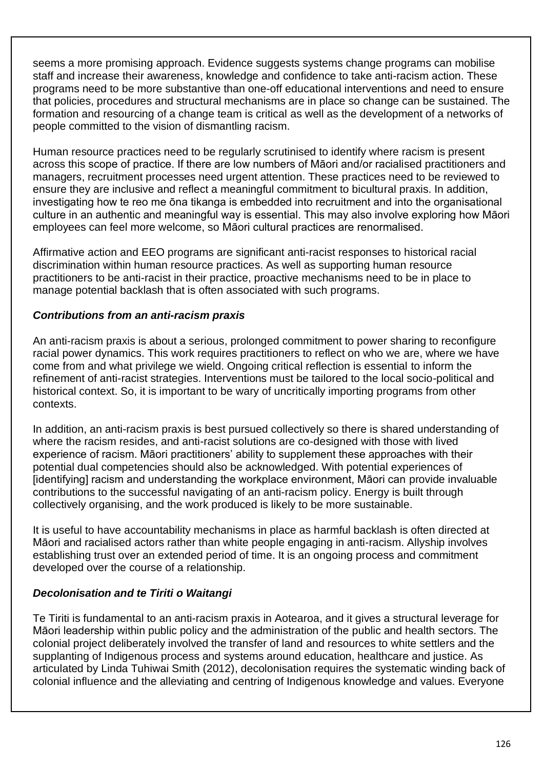seems a more promising approach. Evidence suggests systems change programs can mobilise staff and increase their awareness, knowledge and confidence to take anti-racism action. These programs need to be more substantive than one-off educational interventions and need to ensure that policies, procedures and structural mechanisms are in place so change can be sustained. The formation and resourcing of a change team is critical as well as the development of a networks of people committed to the vision of dismantling racism.

Human resource practices need to be regularly scrutinised to identify where racism is present across this scope of practice. If there are low numbers of Māori and/or racialised practitioners and managers, recruitment processes need urgent attention. These practices need to be reviewed to ensure they are inclusive and reflect a meaningful commitment to bicultural praxis. In addition, investigating how te reo me ōna tikanga is embedded into recruitment and into the organisational culture in an authentic and meaningful way is essential. This may also involve exploring how Māori employees can feel more welcome, so Māori cultural practices are renormalised.

Affirmative action and EEO programs are significant anti-racist responses to historical racial discrimination within human resource practices. As well as supporting human resource practitioners to be anti-racist in their practice, proactive mechanisms need to be in place to manage potential backlash that is often associated with such programs.

***Contributions from an anti-racism praxis***

An anti-racism praxis is about a serious, prolonged commitment to power sharing to reconfigure racial power dynamics. This work requires practitioners to reflect on who we are, where we have come from and what privilege we wield. Ongoing critical reflection is essential to inform the refinement of anti-racist strategies. Interventions must be tailored to the local socio-political and historical context. So, it is important to be wary of uncritically importing programs from other contexts.

In addition, an anti-racism praxis is best pursued collectively so there is shared understanding of where the racism resides, and anti-racist solutions are co-designed with those with lived experience of racism. Māori practitioners' ability to supplement these approaches with their potential dual competencies should also be acknowledged. With potential experiences of [identifying] racism and understanding the workplace environment, Māori can provide invaluable contributions to the successful navigating of an anti-racism policy. Energy is built through collectively organising, and the work produced is likely to be more sustainable.

It is useful to have accountability mechanisms in place as harmful backlash is often directed at Māori and racialised actors rather than white people engaging in anti-racism. Allyship involves establishing trust over an extended period of time. It is an ongoing process and commitment developed over the course of a relationship.

***Decolonisation and te Tiriti o Waitangi***

Te Tiriti is fundamental to an anti-racism praxis in Aotearoa, and it gives a structural leverage for Māori leadership within public policy and the administration of the public and health sectors. The colonial project deliberately involved the transfer of land and resources to white settlers and the supplanting of Indigenous process and systems around education, healthcare and justice. As articulated by Linda Tuhiwai Smith (2012), decolonisation requires the systematic winding back of colonial influence and the alleviating and centring of Indigenous knowledge and values. Everyone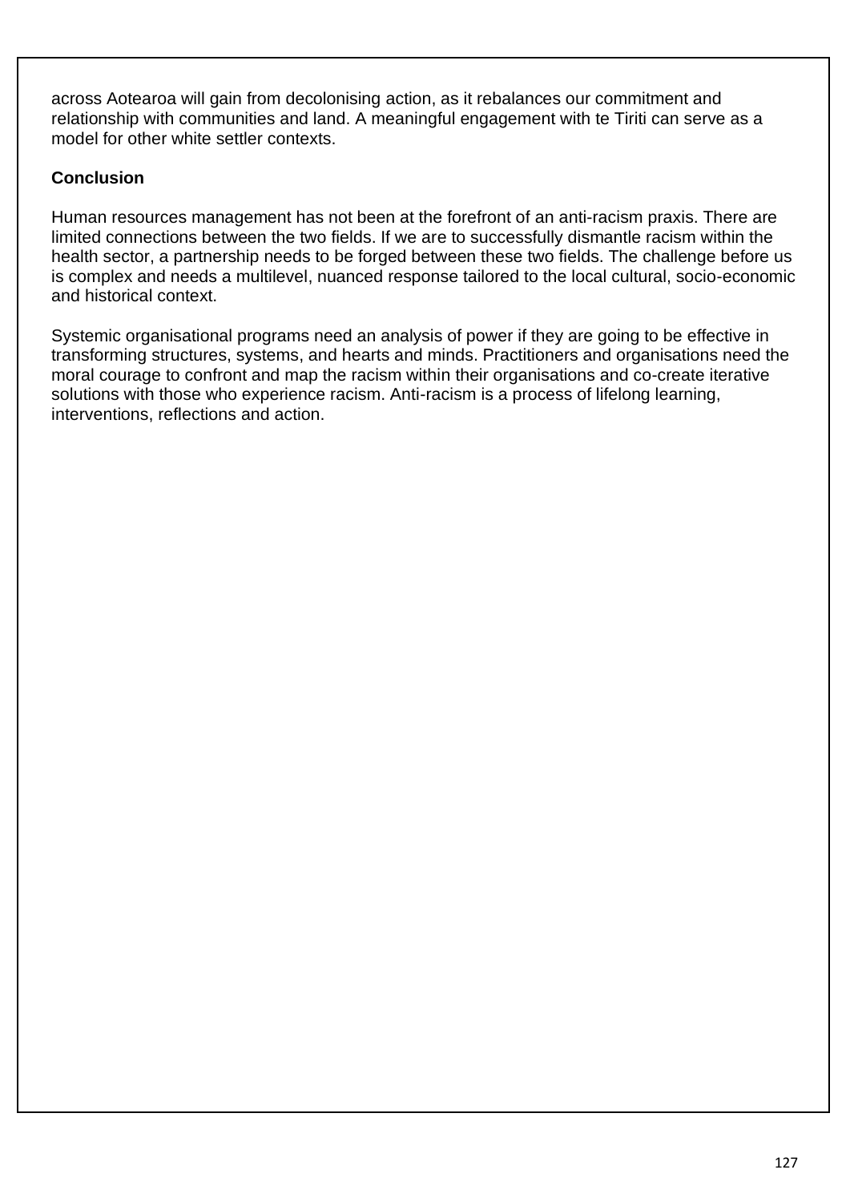across Aotearoa will gain from decolonising action, as it rebalances our commitment and relationship with communities and land. A meaningful engagement with te Tiriti can serve as a model for other white settler contexts.

**Conclusion**

Human resources management has not been at the forefront of an anti-racism praxis. There are limited connections between the two fields. If we are to successfully dismantle racism within the health sector, a partnership needs to be forged between these two fields. The challenge before us is complex and needs a multilevel, nuanced response tailored to the local cultural, socio-economic and historical context.

Systemic organisational programs need an analysis of power if they are going to be effective in transforming structures, systems, and hearts and minds. Practitioners and organisations need the moral courage to confront and map the racism within their organisations and co-create iterative solutions with those who experience racism. Anti-racism is a process of lifelong learning, interventions, reflections and action.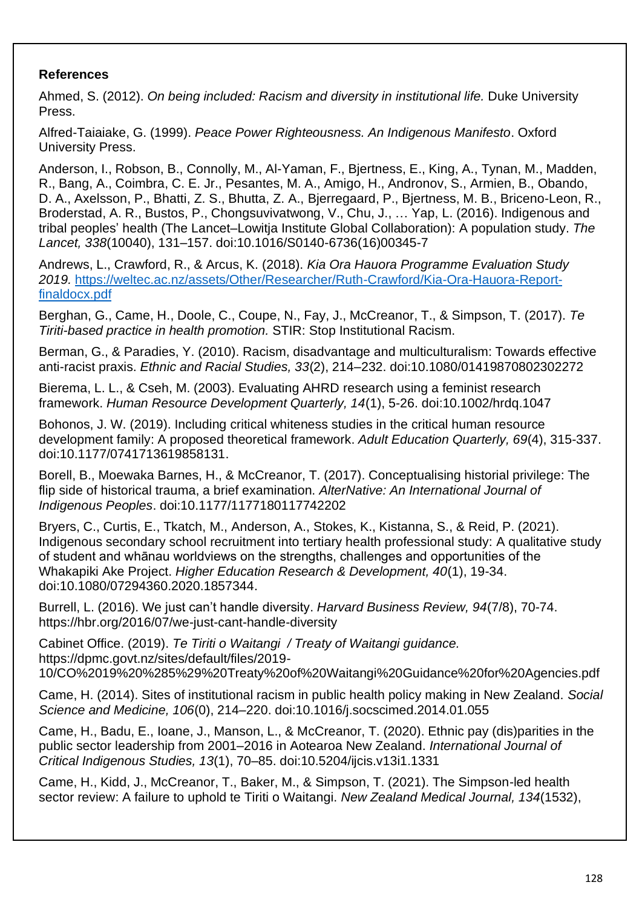**References**

Ahmed, S. (2012). *On being included: Racism and diversity in institutional life.* Duke University Press.

Alfred-Taiaiake, G. (1999). *Peace Power Righteousness. An Indigenous Manifesto*. Oxford University Press.

Anderson, I., Robson, B., Connolly, M., Al-Yaman, F., Bjertness, E., King, A., Tynan, M., Madden, R., Bang, A., Coimbra, C. E. Jr., Pesantes, M. A., Amigo, H., Andronov, S., Armien, B., Obando, D. A., Axelsson, P., Bhatti, Z. S., Bhutta, Z. A., Bjerregaard, P., Bjertness, M. B., Briceno-Leon, R., Broderstad, A. R., Bustos, P., Chongsuvivatwong, V., Chu, J., … Yap, L. (2016). Indigenous and tribal peoples' health (The Lancet–Lowitja Institute Global Collaboration): A population study. *The Lancet, 338*(10040), 131–157. doi:10.1016/S0140-6736(16)00345-7

Andrews, L., Crawford, R., & Arcus, K. (2018). *Kia Ora Hauora Programme Evaluation Study 2019.* [https://weltec.ac.nz/assets/Other/Researcher/Ruth-Crawford/Kia-Ora-Hauora-Report-finaldocx.pdf](https://weltec.ac.nz/assets/Other/Researcher/Ruth-Crawford/Kia-Ora-Hauora-Report-finaldocx.pdf)

Berghan, G., Came, H., Doole, C., Coupe, N., Fay, J., McCreanor, T., & Simpson, T. (2017). *Te Tiriti-based practice in health promotion.* STIR: Stop Institutional Racism.

Berman, G., & Paradies, Y. (2010). Racism, disadvantage and multiculturalism: Towards effective anti-racist praxis. *Ethnic and Racial Studies, 33*(2), 214–232. doi:10.1080/01419870802302272

Bierema, L. L., & Cseh, M. (2003). Evaluating AHRD research using a feminist research framework. *Human Resource Development Quarterly, 14*(1), 5-26. doi:10.1002/hrdq.1047

Bohonos, J. W. (2019). Including critical whiteness studies in the critical human resource development family: A proposed theoretical framework. *Adult Education Quarterly, 69*(4), 315-337. doi:10.1177/0741713619858131.

Borell, B., Moewaka Barnes, H., & McCreanor, T. (2017). Conceptualising historial privilege: The flip side of historical trauma, a brief examination. *AlterNative: An International Journal of Indigenous Peoples*. doi:10.1177/1177180117742202

Bryers, C., Curtis, E., Tkatch, M., Anderson, A., Stokes, K., Kistanna, S., & Reid, P. (2021). Indigenous secondary school recruitment into tertiary health professional study: A qualitative study of student and whānau worldviews on the strengths, challenges and opportunities of the Whakapiki Ake Project. *Higher Education Research & Development, 40*(1), 19-34. doi:10.1080/07294360.2020.1857344.

Burrell, L. (2016). We just can't handle diversity. *Harvard Business Review, 94*(7/8), 70-74. https://hbr.org/2016/07/we-just-cant-handle-diversity

Cabinet Office. (2019). *Te Tiriti o Waitangi / Treaty of Waitangi guidance.* https://dpmc.govt.nz/sites/default/files/2019-10/CO%2019%20%285%29%20Treaty%20of%20Waitangi%20Guidance%20for%20Agencies.pdf

Came, H. (2014). Sites of institutional racism in public health policy making in New Zealand. *Social Science and Medicine, 106*(0), 214–220. doi:10.1016/j.socscimed.2014.01.055

Came, H., Badu, E., Ioane, J., Manson, L., & McCreanor, T. (2020). Ethnic pay (dis)parities in the public sector leadership from 2001–2016 in Aotearoa New Zealand. *International Journal of Critical Indigenous Studies, 13*(1), 70–85. doi:10.5204/ijcis.v13i1.1331

Came, H., Kidd, J., McCreanor, T., Baker, M., & Simpson, T. (2021). The Simpson-led health sector review: A failure to uphold te Tiriti o Waitangi. *New Zealand Medical Journal, 134*(1532),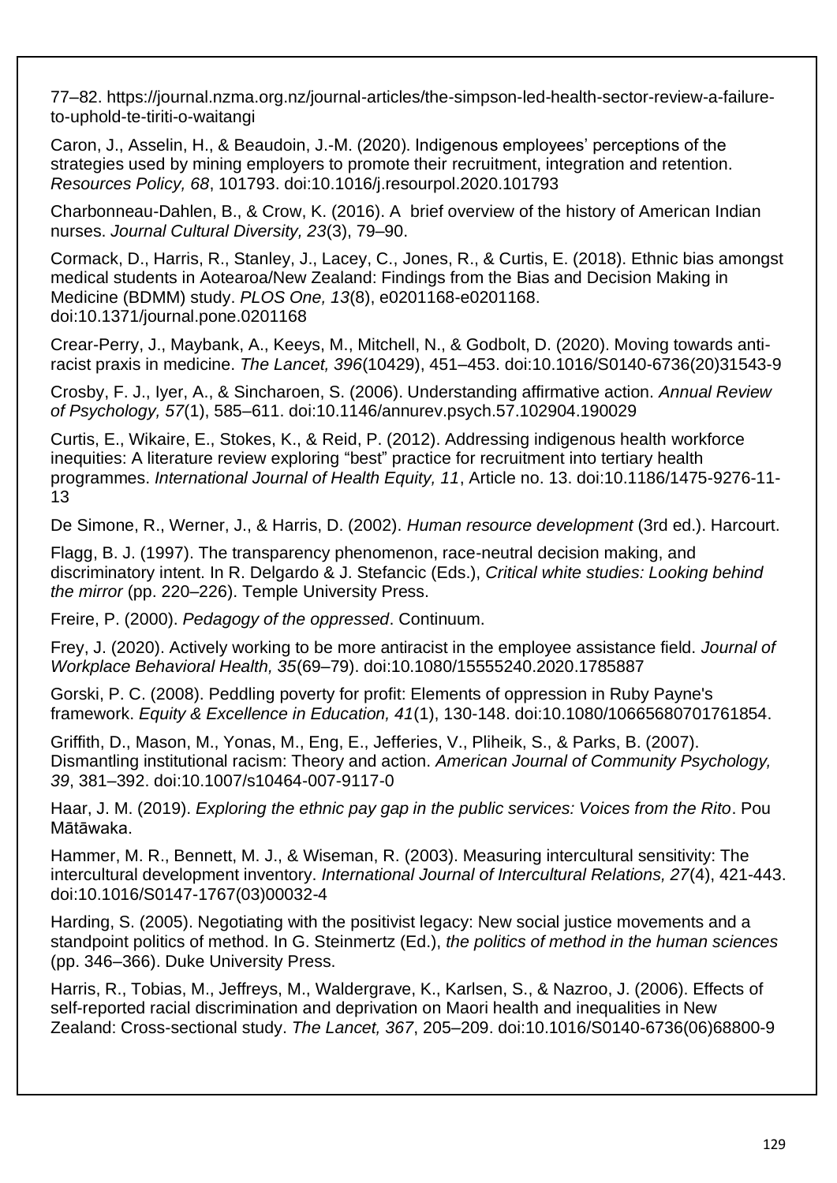77–82. https://journal.nzma.org.nz/journal-articles/the-simpson-led-health-sector-review-a-failure-to-uphold-te-tiriti-o-waitangi

Caron, J., Asselin, H., & Beaudoin, J.-M. (2020). Indigenous employees' perceptions of the strategies used by mining employers to promote their recruitment, integration and retention. *Resources Policy, 68*, 101793. doi:10.1016/j.resourpol.2020.101793

Charbonneau-Dahlen, B., & Crow, K. (2016). A brief overview of the history of American Indian nurses. *Journal Cultural Diversity, 23*(3), 79–90.

Cormack, D., Harris, R., Stanley, J., Lacey, C., Jones, R., & Curtis, E. (2018). Ethnic bias amongst medical students in Aotearoa/New Zealand: Findings from the Bias and Decision Making in Medicine (BDMM) study. *PLOS One, 13*(8), e0201168-e0201168. doi:10.1371/journal.pone.0201168

Crear-Perry, J., Maybank, A., Keeys, M., Mitchell, N., & Godbolt, D. (2020). Moving towards anti-racist praxis in medicine. *The Lancet, 396*(10429), 451–453. doi:10.1016/S0140-6736(20)31543-9

Crosby, F. J., Iyer, A., & Sincharoen, S. (2006). Understanding affirmative action. *Annual Review of Psychology, 57*(1), 585–611. doi:10.1146/annurev.psych.57.102904.190029

Curtis, E., Wikaire, E., Stokes, K., & Reid, P. (2012). Addressing indigenous health workforce inequities: A literature review exploring "best" practice for recruitment into tertiary health programmes. *International Journal of Health Equity, 11*, Article no. 13. doi:10.1186/1475-9276-11-13

De Simone, R., Werner, J., & Harris, D. (2002). *Human resource development* (3rd ed.). Harcourt.

Flagg, B. J. (1997). The transparency phenomenon, race-neutral decision making, and discriminatory intent. In R. Delgardo & J. Stefancic (Eds.), *Critical white studies: Looking behind the mirror* (pp. 220–226). Temple University Press.

Freire, P. (2000). *Pedagogy of the oppressed*. Continuum.

Frey, J. (2020). Actively working to be more antiracist in the employee assistance field. *Journal of Workplace Behavioral Health, 35*(69–79). doi:10.1080/15555240.2020.1785887

Gorski, P. C. (2008). Peddling poverty for profit: Elements of oppression in Ruby Payne's framework. *Equity & Excellence in Education, 41*(1), 130-148. doi:10.1080/10665680701761854.

Griffith, D., Mason, M., Yonas, M., Eng, E., Jefferies, V., Pliheik, S., & Parks, B. (2007). Dismantling institutional racism: Theory and action. *American Journal of Community Psychology, 39*, 381–392. doi:10.1007/s10464-007-9117-0

Haar, J. M. (2019). *Exploring the ethnic pay gap in the public services: Voices from the Rito*. Pou Mātāwaka.

Hammer, M. R., Bennett, M. J., & Wiseman, R. (2003). Measuring intercultural sensitivity: The intercultural development inventory. *International Journal of Intercultural Relations, 27*(4), 421-443. doi:10.1016/S0147-1767(03)00032-4

Harding, S. (2005). Negotiating with the positivist legacy: New social justice movements and a standpoint politics of method. In G. Steinmertz (Ed.), *the politics of method in the human sciences* (pp. 346–366). Duke University Press.

Harris, R., Tobias, M., Jeffreys, M., Waldergrave, K., Karlsen, S., & Nazroo, J. (2006). Effects of self-reported racial discrimination and deprivation on Maori health and inequalities in New Zealand: Cross-sectional study. *The Lancet, 367*, 205–209. doi:10.1016/S0140-6736(06)68800-9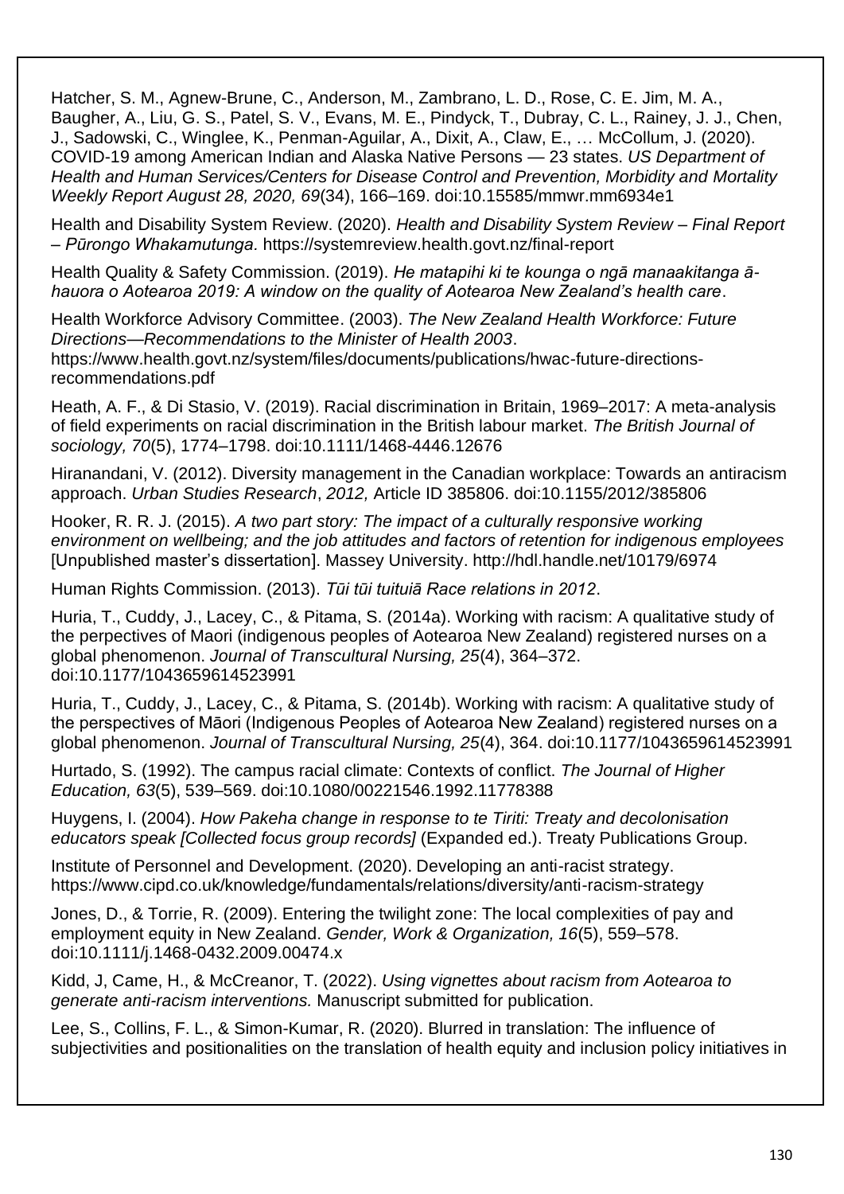Hatcher, S. M., Agnew-Brune, C., Anderson, M., Zambrano, L. D., Rose, C. E. Jim, M. A., Baugher, A., Liu, G. S., Patel, S. V., Evans, M. E., Pindyck, T., Dubray, C. L., Rainey, J. J., Chen, J., Sadowski, C., Winglee, K., Penman-Aguilar, A., Dixit, A., Claw, E., … McCollum, J. (2020). COVID-19 among American Indian and Alaska Native Persons — 23 states. *US Department of Health and Human Services/Centers for Disease Control and Prevention, Morbidity and Mortality Weekly Report August 28, 2020, 69*(34), 166–169. doi:10.15585/mmwr.mm6934e1

Health and Disability System Review. (2020). *Health and Disability System Review – Final Report – Pūrongo Whakamutunga.* https://systemreview.health.govt.nz/final-report

Health Quality & Safety Commission. (2019). *He matapihi ki te kounga o ngā manaakitanga ā-hauora o Aotearoa 2019: A window on the quality of Aotearoa New Zealand's health care*.

Health Workforce Advisory Committee. (2003). *The New Zealand Health Workforce: Future Directions—Recommendations to the Minister of Health 2003*. https://www.health.govt.nz/system/files/documents/publications/hwac-future-directions-recommendations.pdf

Heath, A. F., & Di Stasio, V. (2019). Racial discrimination in Britain, 1969–2017: A meta-analysis of field experiments on racial discrimination in the British labour market. *The British Journal of sociology, 70*(5), 1774–1798. doi:10.1111/1468-4446.12676

Hiranandani, V. (2012). Diversity management in the Canadian workplace: Towards an antiracism approach. *Urban Studies Research*, *2012,* Article ID 385806. doi:10.1155/2012/385806

Hooker, R. R. J. (2015). *A two part story: The impact of a culturally responsive working environment on wellbeing; and the job attitudes and factors of retention for indigenous employees* [Unpublished master's dissertation]. Massey University. http://hdl.handle.net/10179/6974

Human Rights Commission. (2013). *Tūi tūi tuituiā Race relations in 2012*.

Huria, T., Cuddy, J., Lacey, C., & Pitama, S. (2014a). Working with racism: A qualitative study of the perpectives of Maori (indigenous peoples of Aotearoa New Zealand) registered nurses on a global phenomenon. *Journal of Transcultural Nursing, 25*(4), 364–372. doi:10.1177/1043659614523991

Huria, T., Cuddy, J., Lacey, C., & Pitama, S. (2014b). Working with racism: A qualitative study of the perspectives of Māori (Indigenous Peoples of Aotearoa New Zealand) registered nurses on a global phenomenon. *Journal of Transcultural Nursing, 25*(4), 364. doi:10.1177/1043659614523991

Hurtado, S. (1992). The campus racial climate: Contexts of conflict. *The Journal of Higher Education, 63*(5), 539–569. doi:10.1080/00221546.1992.11778388

Huygens, I. (2004). *How Pakeha change in response to te Tiriti: Treaty and decolonisation educators speak [Collected focus group records]* (Expanded ed.). Treaty Publications Group.

Institute of Personnel and Development. (2020). Developing an anti-racist strategy. https://www.cipd.co.uk/knowledge/fundamentals/relations/diversity/anti-racism-strategy

Jones, D., & Torrie, R. (2009). Entering the twilight zone: The local complexities of pay and employment equity in New Zealand. *Gender, Work & Organization, 16*(5), 559–578. doi:10.1111/j.1468-0432.2009.00474.x

Kidd, J, Came, H., & McCreanor, T. (2022). *Using vignettes about racism from Aotearoa to generate anti-racism interventions.* Manuscript submitted for publication.

Lee, S., Collins, F. L., & Simon-Kumar, R. (2020). Blurred in translation: The influence of subjectivities and positionalities on the translation of health equity and inclusion policy initiatives in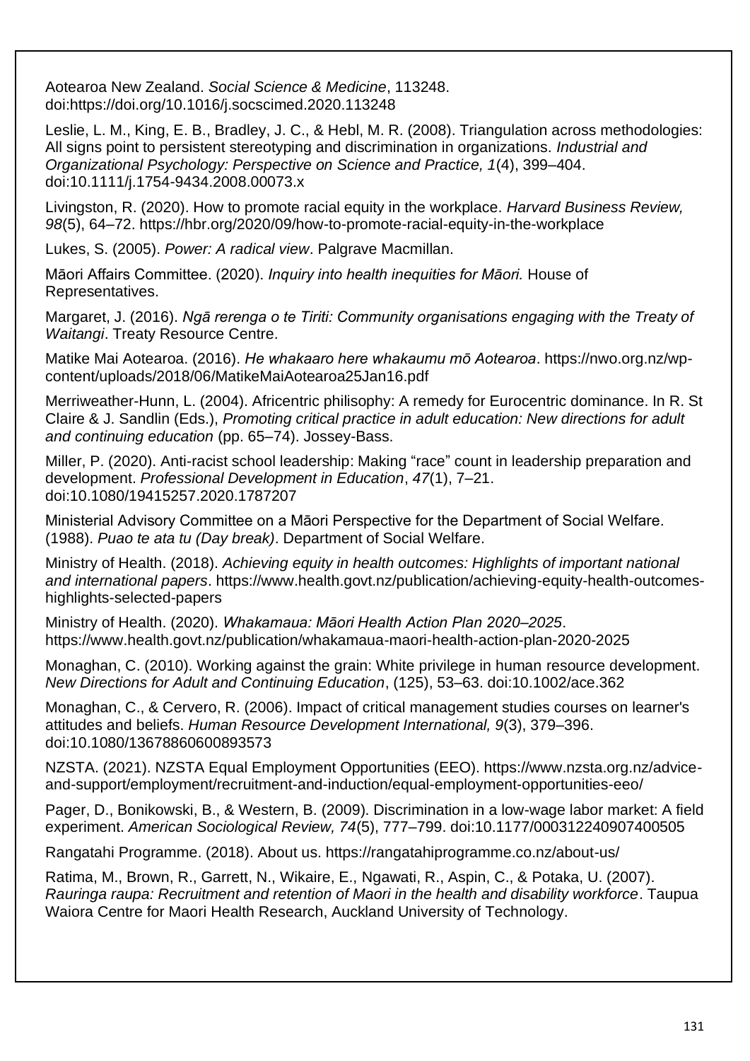Aotearoa New Zealand. *Social Science & Medicine*, 113248. doi:https://doi.org/10.1016/j.socscimed.2020.113248

Leslie, L. M., King, E. B., Bradley, J. C., & Hebl, M. R. (2008). Triangulation across methodologies: All signs point to persistent stereotyping and discrimination in organizations. *Industrial and Organizational Psychology: Perspective on Science and Practice, 1*(4), 399–404. doi:10.1111/j.1754-9434.2008.00073.x

Livingston, R. (2020). How to promote racial equity in the workplace. *Harvard Business Review, 98*(5), 64–72. https://hbr.org/2020/09/how-to-promote-racial-equity-in-the-workplace

Lukes, S. (2005). *Power: A radical view*. Palgrave Macmillan.

Māori Affairs Committee. (2020). *Inquiry into health inequities for Māori.* House of Representatives.

Margaret, J. (2016). *Ngā rerenga o te Tiriti: Community organisations engaging with the Treaty of Waitangi*. Treaty Resource Centre.

Matike Mai Aotearoa. (2016). *He whakaaro here whakaumu mō Aotearoa*. https://nwo.org.nz/wp-content/uploads/2018/06/MatikeMaiAotearoa25Jan16.pdf

Merriweather-Hunn, L. (2004). Africentric philisophy: A remedy for Eurocentric dominance. In R. St Claire & J. Sandlin (Eds.), *Promoting critical practice in adult education: New directions for adult and continuing education* (pp. 65–74). Jossey-Bass.

Miller, P. (2020). Anti-racist school leadership: Making "race" count in leadership preparation and development. *Professional Development in Education*, *47*(1), 7–21. doi:10.1080/19415257.2020.1787207

Ministerial Advisory Committee on a Māori Perspective for the Department of Social Welfare. (1988). *Puao te ata tu (Day break)*. Department of Social Welfare.

Ministry of Health. (2018). *Achieving equity in health outcomes: Highlights of important national and international papers*. https://www.health.govt.nz/publication/achieving-equity-health-outcomes-highlights-selected-papers

Ministry of Health. (2020). *Whakamaua: Māori Health Action Plan 2020–2025*. https://www.health.govt.nz/publication/whakamaua-maori-health-action-plan-2020-2025

Monaghan, C. (2010). Working against the grain: White privilege in human resource development. *New Directions for Adult and Continuing Education*, (125), 53–63. doi:10.1002/ace.362

Monaghan, C., & Cervero, R. (2006). Impact of critical management studies courses on learner's attitudes and beliefs. *Human Resource Development International, 9*(3), 379–396. doi:10.1080/13678860600893573

NZSTA. (2021). NZSTA Equal Employment Opportunities (EEO). https://www.nzsta.org.nz/advice-and-support/employment/recruitment-and-induction/equal-employment-opportunities-eeo/

Pager, D., Bonikowski, B., & Western, B. (2009). Discrimination in a low-wage labor market: A field experiment. *American Sociological Review, 74*(5), 777–799. doi:10.1177/000312240907400505

Rangatahi Programme. (2018). About us. https://rangatahiprogramme.co.nz/about-us/

Ratima, M., Brown, R., Garrett, N., Wikaire, E., Ngawati, R., Aspin, C., & Potaka, U. (2007). *Rauringa raupa: Recruitment and retention of Maori in the health and disability workforce*. Taupua Waiora Centre for Maori Health Research, Auckland University of Technology.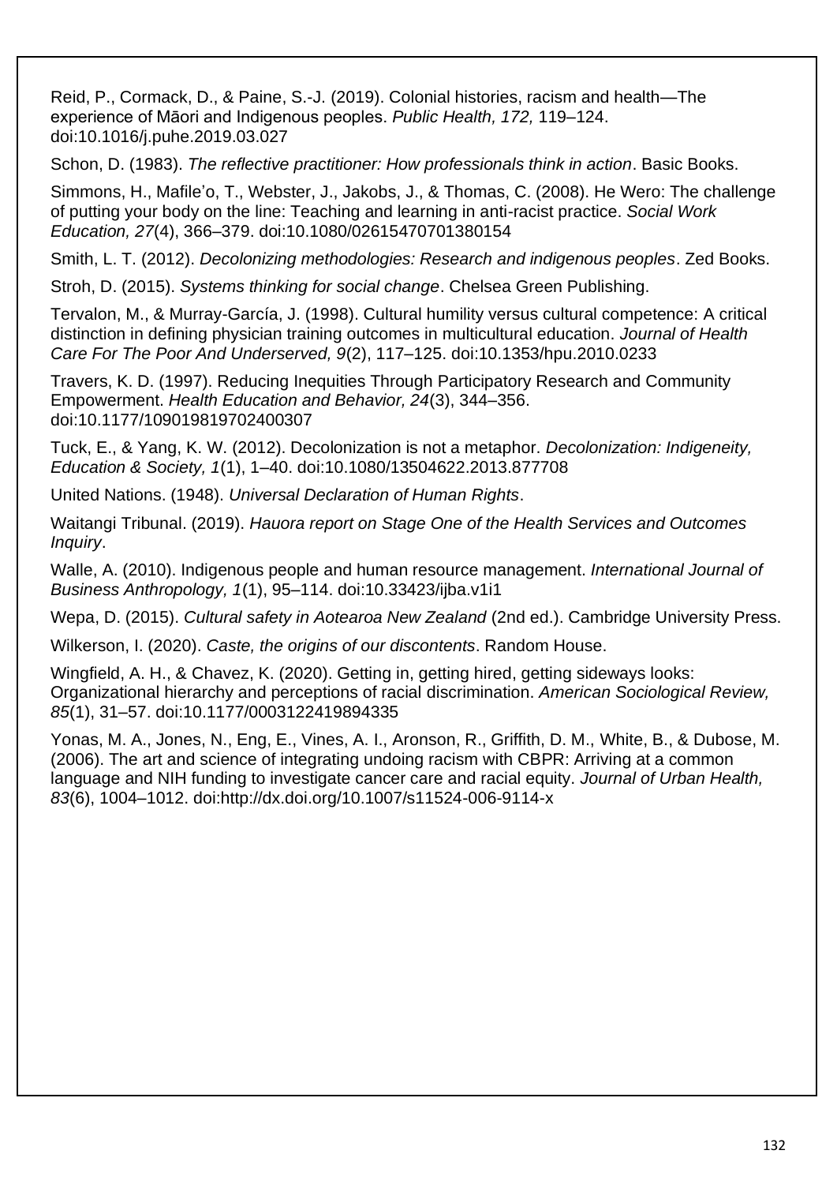Reid, P., Cormack, D., & Paine, S.-J. (2019). Colonial histories, racism and health—The experience of Māori and Indigenous peoples. *Public Health, 172,* 119–124. doi:10.1016/j.puhe.2019.03.027

Schon, D. (1983). *The reflective practitioner: How professionals think in action*. Basic Books.

Simmons, H., Mafile'o, T., Webster, J., Jakobs, J., & Thomas, C. (2008). He Wero: The challenge of putting your body on the line: Teaching and learning in anti-racist practice. *Social Work Education, 27*(4), 366–379. doi:10.1080/02615470701380154

Smith, L. T. (2012). *Decolonizing methodologies: Research and indigenous peoples*. Zed Books.

Stroh, D. (2015). *Systems thinking for social change*. Chelsea Green Publishing.

Tervalon, M., & Murray-García, J. (1998). Cultural humility versus cultural competence: A critical distinction in defining physician training outcomes in multicultural education. *Journal of Health Care For The Poor And Underserved, 9*(2), 117–125. doi:10.1353/hpu.2010.0233

Travers, K. D. (1997). Reducing Inequities Through Participatory Research and Community Empowerment. *Health Education and Behavior, 24*(3), 344–356. doi:10.1177/109019819702400307

Tuck, E., & Yang, K. W. (2012). Decolonization is not a metaphor. *Decolonization: Indigeneity, Education & Society, 1*(1), 1–40. doi:10.1080/13504622.2013.877708

United Nations. (1948). *Universal Declaration of Human Rights*.

Waitangi Tribunal. (2019). *Hauora report on Stage One of the Health Services and Outcomes Inquiry*.

Walle, A. (2010). Indigenous people and human resource management. *International Journal of Business Anthropology, 1*(1), 95–114. doi:10.33423/ijba.v1i1

Wepa, D. (2015). *Cultural safety in Aotearoa New Zealand* (2nd ed.). Cambridge University Press.

Wilkerson, I. (2020). *Caste, the origins of our discontents*. Random House.

Wingfield, A. H., & Chavez, K. (2020). Getting in, getting hired, getting sideways looks: Organizational hierarchy and perceptions of racial discrimination. *American Sociological Review, 85*(1), 31–57. doi:10.1177/0003122419894335

Yonas, M. A., Jones, N., Eng, E., Vines, A. I., Aronson, R., Griffith, D. M., White, B., & Dubose, M. (2006). The art and science of integrating undoing racism with CBPR: Arriving at a common language and NIH funding to investigate cancer care and racial equity. *Journal of Urban Health, 83*(6), 1004–1012. doi:http://dx.doi.org/10.1007/s11524-006-9114-x